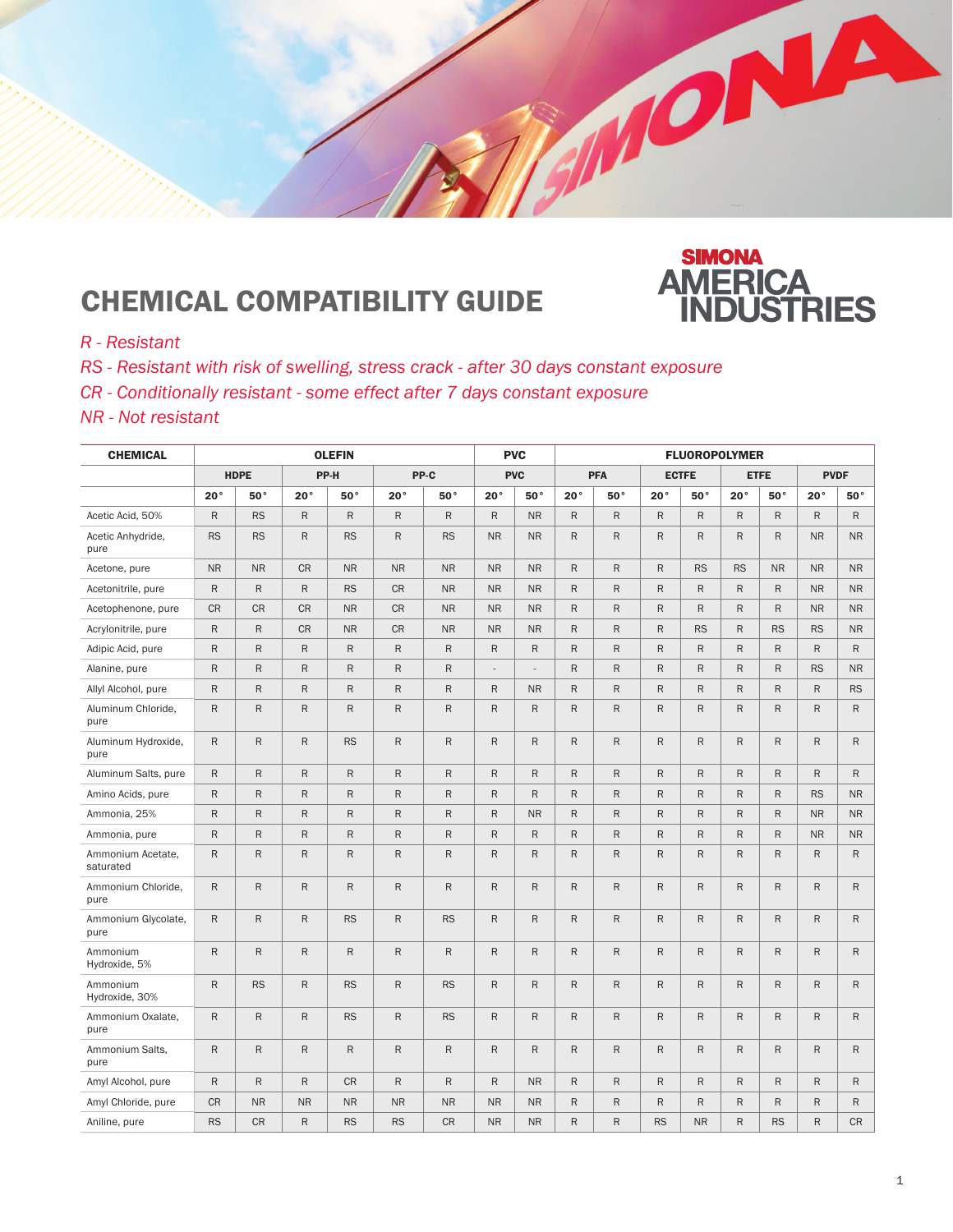# CHEMICAL COMPATIBILITY GUIDE

SIMONA AMERICA INDUSTRIES

*R - Resistant*

*RS - Resistant with risk of swelling, stress crack - after 30 days constant exposure*

*CR - Conditionally resistant - some effect after 7 days constant exposure*

*NR - Not resistant*

| CHEMICAL | OLEFIN | | | | | | PVC | | FLUOROPOLYMER | | | | | | | |
|---|---|---|---|---|---|---|---|---|---|---|---|---|---|---|---|---|
| | HDPE | | PP-H | | PP-C | | PVC | | PFA | | ECTFE | | ETFE | | PVDF | |
| | 20° | 50° | 20° | 50° | 20° | 50° | 20° | 50° | 20° | 50° | 20° | 50° | 20° | 50° | 20° | 50° |
| Acetic Acid, 50% | R | RS | R | R | R | R | R | NR | R | R | R | R | R | R | R | R |
| Acetic Anhydride, pure | RS | RS | R | RS | R | RS | NR | NR | R | R | R | R | R | R | NR | NR |
| Acetone, pure | NR | NR | CR | NR | NR | NR | NR | NR | R | R | R | RS | RS | NR | NR | NR |
| Acetonitrile, pure | R | R | R | RS | CR | NR | NR | NR | R | R | R | R | R | R | NR | NR |
| Acetophenone, pure | CR | CR | CR | NR | CR | NR | NR | NR | R | R | R | R | R | R | NR | NR |
| Acrylonitrile, pure | R | R | CR | NR | CR | NR | NR | NR | R | R | R | RS | R | RS | RS | NR |
| Adipic Acid, pure | R | R | R | R | R | R | R | R | R | R | R | R | R | R | R | R |
| Alanine, pure | R | R | R | R | R | R | - | - | R | R | R | R | R | R | RS | NR |
| Allyl Alcohol, pure | R | R | R | R | R | R | R | NR | R | R | R | R | R | R | R | RS |
| Aluminum Chloride, pure | R | R | R | R | R | R | R | R | R | R | R | R | R | R | R | R |
| Aluminum Hydroxide, pure | R | R | R | RS | R | R | R | R | R | R | R | R | R | R | R | R |
| Aluminum Salts, pure | R | R | R | R | R | R | R | R | R | R | R | R | R | R | R | R |
| Amino Acids, pure | R | R | R | R | R | R | R | R | R | R | R | R | R | R | RS | NR |
| Ammonia, 25% | R | R | R | R | R | R | R | NR | R | R | R | R | R | R | NR | NR |
| Ammonia, pure | R | R | R | R | R | R | R | R | R | R | R | R | R | R | NR | NR |
| Ammonium Acetate, saturated | R | R | R | R | R | R | R | R | R | R | R | R | R | R | R | R |
| Ammonium Chloride, pure | R | R | R | R | R | R | R | R | R | R | R | R | R | R | R | R |
| Ammonium Glycolate, pure | R | R | R | RS | R | RS | R | R | R | R | R | R | R | R | R | R |
| Ammonium Hydroxide, 5% | R | R | R | R | R | R | R | R | R | R | R | R | R | R | R | R |
| Ammonium Hydroxide, 30% | R | RS | R | RS | R | RS | R | R | R | R | R | R | R | R | R | R |
| Ammonium Oxalate, pure | R | R | R | RS | R | RS | R | R | R | R | R | R | R | R | R | R |
| Ammonium Salts, pure | R | R | R | R | R | R | R | R | R | R | R | R | R | R | R | R |
| Amyl Alcohol, pure | R | R | R | CR | R | R | R | NR | R | R | R | R | R | R | R | R |
| Amyl Chloride, pure | CR | NR | NR | NR | NR | NR | NR | NR | R | R | R | R | R | R | R | R |
| Aniline, pure | RS | CR | R | RS | RS | CR | NR | NR | R | R | RS | NR | R | RS | R | CR |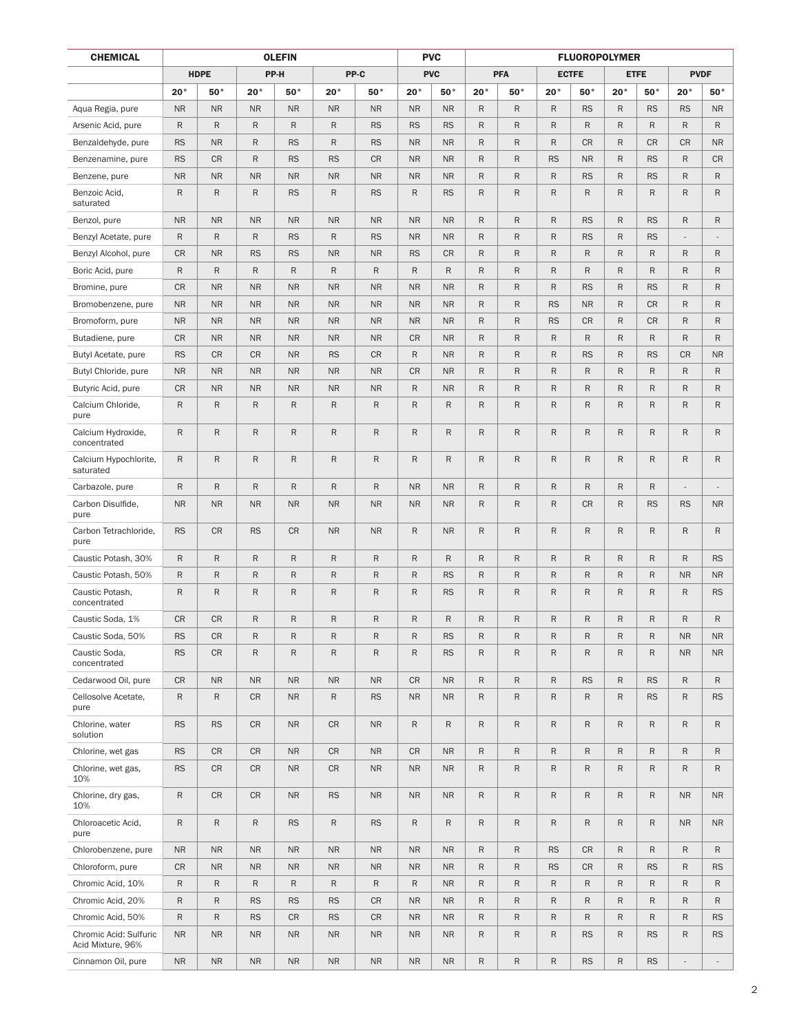| CHEMICAL | OLEFIN | | | | | | PVC | | FLUOROPOLYMER | | | | | | | |
|---|---|---|---|---|---|---|---|---|---|---|---|---|---|---|---|---|
| | HDPE | | PP-H | | PP-C | | PVC | | PFA | | ECTFE | | ETFE | | PVDF | |
| | 20° | 50° | 20° | 50° | 20° | 50° | 20° | 50° | 20° | 50° | 20° | 50° | 20° | 50° | 20° | 50° |
| Aqua Regia, pure | NR | NR | NR | NR | NR | NR | NR | NR | R | R | R | RS | R | RS | RS | NR |
| Arsenic Acid, pure | R | R | R | R | R | RS | RS | RS | R | R | R | R | R | R | R | R |
| Benzaldehyde, pure | RS | NR | R | RS | R | RS | NR | NR | R | R | R | CR | R | CR | CR | NR |
| Benzenamine, pure | RS | CR | R | RS | RS | CR | NR | NR | R | R | RS | NR | R | RS | R | CR |
| Benzene, pure | NR | NR | NR | NR | NR | NR | NR | NR | R | R | R | RS | R | RS | R | R |
| Benzoic Acid, saturated | R | R | R | RS | R | RS | R | RS | R | R | R | R | R | R | R | R |
| Benzol, pure | NR | NR | NR | NR | NR | NR | NR | NR | R | R | R | RS | R | RS | R | R |
| Benzyl Acetate, pure | R | R | R | RS | R | RS | NR | NR | R | R | R | RS | R | RS | - | - |
| Benzyl Alcohol, pure | CR | NR | RS | RS | NR | NR | RS | CR | R | R | R | R | R | R | R | R |
| Boric Acid, pure | R | R | R | R | R | R | R | R | R | R | R | R | R | R | R | R |
| Bromine, pure | CR | NR | NR | NR | NR | NR | NR | NR | R | R | R | RS | R | RS | R | R |
| Bromobenzene, pure | NR | NR | NR | NR | NR | NR | NR | NR | R | R | RS | NR | R | CR | R | R |
| Bromoform, pure | NR | NR | NR | NR | NR | NR | NR | NR | R | R | RS | CR | R | CR | R | R |
| Butadiene, pure | CR | NR | NR | NR | NR | NR | CR | NR | R | R | R | R | R | R | R | R |
| Butyl Acetate, pure | RS | CR | CR | NR | RS | CR | R | NR | R | R | R | RS | R | RS | CR | NR |
| Butyl Chloride, pure | NR | NR | NR | NR | NR | NR | CR | NR | R | R | R | R | R | R | R | R |
| Butyric Acid, pure | CR | NR | NR | NR | NR | NR | R | NR | R | R | R | R | R | R | R | R |
| Calcium Chloride, pure | R | R | R | R | R | R | R | R | R | R | R | R | R | R | R | R |
| Calcium Hydroxide, concentrated | R | R | R | R | R | R | R | R | R | R | R | R | R | R | R | R |
| Calcium Hypochlorite, saturated | R | R | R | R | R | R | R | R | R | R | R | R | R | R | R | R |
| Carbazole, pure | R | R | R | R | R | R | NR | NR | R | R | R | R | R | R | - | - |
| Carbon Disulfide, pure | NR | NR | NR | NR | NR | NR | NR | NR | R | R | R | CR | R | RS | RS | NR |
| Carbon Tetrachloride, pure | RS | CR | RS | CR | NR | NR | R | NR | R | R | R | R | R | R | R | R |
| Caustic Potash, 30% | R | R | R | R | R | R | R | R | R | R | R | R | R | R | R | RS |
| Caustic Potash, 50% | R | R | R | R | R | R | R | RS | R | R | R | R | R | R | NR | NR |
| Caustic Potash, concentrated | R | R | R | R | R | R | R | RS | R | R | R | R | R | R | R | RS |
| Caustic Soda, 1% | CR | CR | R | R | R | R | R | R | R | R | R | R | R | R | R | R |
| Caustic Soda, 50% | RS | CR | R | R | R | R | R | RS | R | R | R | R | R | R | NR | NR |
| Caustic Soda, concentrated | RS | CR | R | R | R | R | R | RS | R | R | R | R | R | R | NR | NR |
| Cedarwood Oil, pure | CR | NR | NR | NR | NR | NR | CR | NR | R | R | R | RS | R | RS | R | R |
| Cellosolve Acetate, pure | R | R | CR | NR | R | RS | NR | NR | R | R | R | R | R | RS | R | RS |
| Chlorine, water solution | RS | RS | CR | NR | CR | NR | R | R | R | R | R | R | R | R | R | R |
| Chlorine, wet gas | RS | CR | CR | NR | CR | NR | CR | NR | R | R | R | R | R | R | R | R |
| Chlorine, wet gas, 10% | RS | CR | CR | NR | CR | NR | NR | NR | R | R | R | R | R | R | R | R |
| Chlorine, dry gas, 10% | R | CR | CR | NR | RS | NR | NR | NR | R | R | R | R | R | R | NR | NR |
| Chloroacetic Acid, pure | R | R | R | RS | R | RS | R | R | R | R | R | R | R | R | NR | NR |
| Chlorobenzene, pure | NR | NR | NR | NR | NR | NR | NR | NR | R | R | RS | CR | R | R | R | R |
| Chloroform, pure | CR | NR | NR | NR | NR | NR | NR | NR | R | R | RS | CR | R | RS | R | RS |
| Chromic Acid, 10% | R | R | R | R | R | R | R | NR | R | R | R | R | R | R | R | R |
| Chromic Acid, 20% | R | R | RS | RS | RS | CR | NR | NR | R | R | R | R | R | R | R | R |
| Chromic Acid, 50% | R | R | RS | CR | RS | CR | NR | NR | R | R | R | R | R | R | R | RS |
| Chromic Acid: Sulfuric Acid Mixture, 96% | NR | NR | NR | NR | NR | NR | NR | NR | R | R | R | RS | R | RS | R | RS |
| Cinnamon Oil, pure | NR | NR | NR | NR | NR | NR | NR | NR | R | R | R | RS | R | RS | - | - |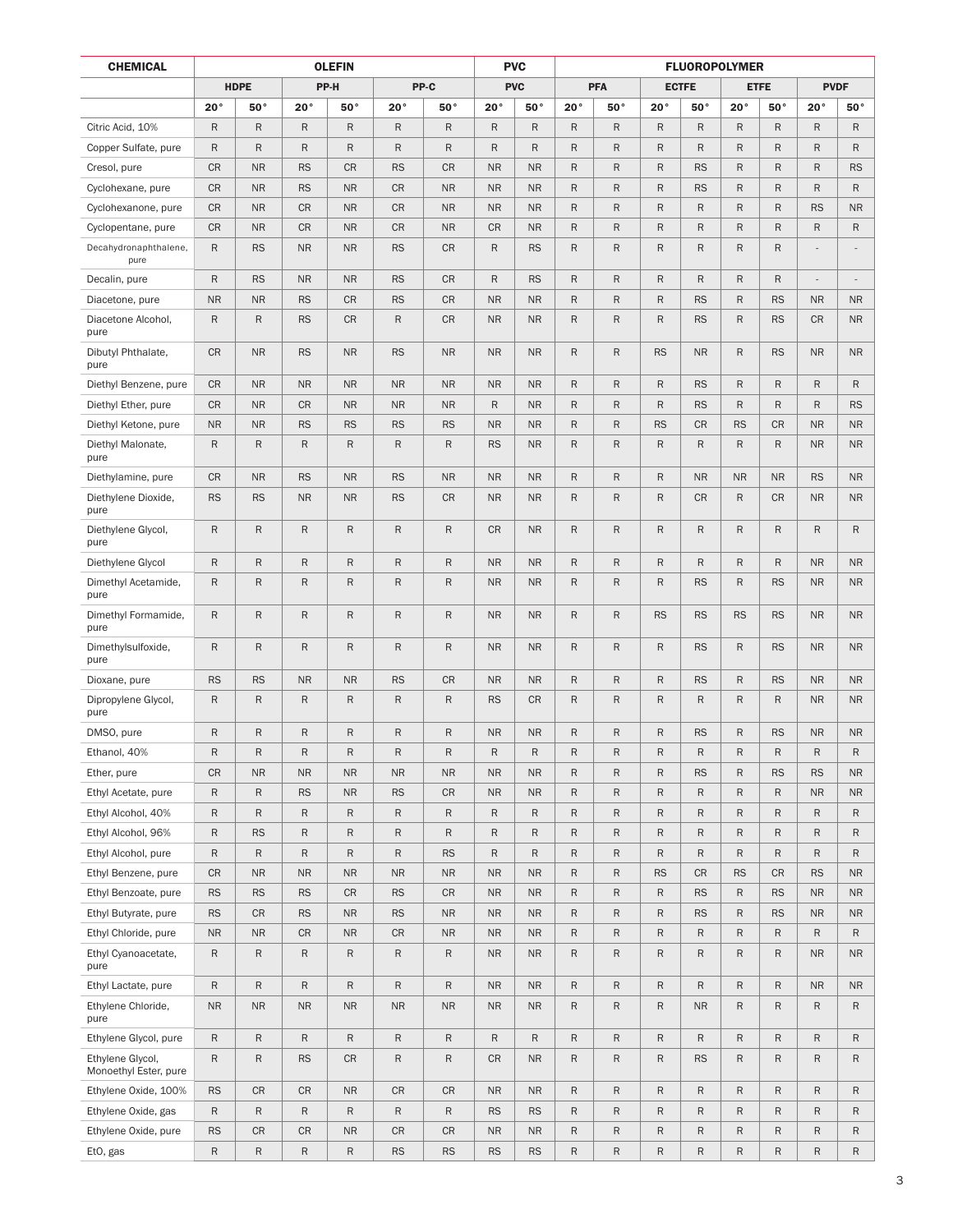| CHEMICAL | OLEFIN | | | | | | PVC | | FLUOROPOLYMER | | | | | | | |
|---|---|---|---|---|---|---|---|---|---|---|---|---|---|---|---|---|
| | HDPE | | PP-H | | PP-C | | PVC | | PFA | | ECTFE | | ETFE | | PVDF | |
| | 20° | 50° | 20° | 50° | 20° | 50° | 20° | 50° | 20° | 50° | 20° | 50° | 20° | 50° | 20° | 50° |
| Citric Acid, 10% | R | R | R | R | R | R | R | R | R | R | R | R | R | R | R | R |
| Copper Sulfate, pure | R | R | R | R | R | R | R | R | R | R | R | R | R | R | R | R |
| Cresol, pure | CR | NR | RS | CR | RS | CR | NR | NR | R | R | R | RS | R | R | R | RS |
| Cyclohexane, pure | CR | NR | RS | NR | CR | NR | NR | NR | R | R | R | RS | R | R | R | R |
| Cyclohexanone, pure | CR | NR | CR | NR | CR | NR | NR | NR | R | R | R | R | R | R | RS | NR |
| Cyclopentane, pure | CR | NR | CR | NR | CR | NR | CR | NR | R | R | R | R | R | R | R | R |
| Decahydronaphthalene, pure | R | RS | NR | NR | RS | CR | R | RS | R | R | R | R | R | R | - | - |
| Decalin, pure | R | RS | NR | NR | RS | CR | R | RS | R | R | R | R | R | R | - | - |
| Diacetone, pure | NR | NR | RS | CR | RS | CR | NR | NR | R | R | R | RS | R | RS | NR | NR |
| Diacetone Alcohol, pure | R | R | RS | CR | R | CR | NR | NR | R | R | R | RS | R | RS | CR | NR |
| Dibutyl Phthalate, pure | CR | NR | RS | NR | RS | NR | NR | NR | R | R | RS | NR | R | RS | NR | NR |
| Diethyl Benzene, pure | CR | NR | NR | NR | NR | NR | NR | NR | R | R | R | RS | R | R | R | R |
| Diethyl Ether, pure | CR | NR | CR | NR | NR | NR | R | NR | R | R | R | RS | R | R | R | RS |
| Diethyl Ketone, pure | NR | NR | RS | RS | RS | RS | NR | NR | R | R | RS | CR | RS | CR | NR | NR |
| Diethyl Malonate, pure | R | R | R | R | R | R | RS | NR | R | R | R | R | R | R | NR | NR |
| Diethylamine, pure | CR | NR | RS | NR | RS | NR | NR | NR | R | R | R | NR | NR | NR | RS | NR |
| Diethylene Dioxide, pure | RS | RS | NR | NR | RS | CR | NR | NR | R | R | R | CR | R | CR | NR | NR |
| Diethylene Glycol, pure | R | R | R | R | R | R | CR | NR | R | R | R | R | R | R | R | R |
| Diethylene Glycol | R | R | R | R | R | R | NR | NR | R | R | R | R | R | R | NR | NR |
| Dimethyl Acetamide, pure | R | R | R | R | R | R | NR | NR | R | R | R | RS | R | RS | NR | NR |
| Dimethyl Formamide, pure | R | R | R | R | R | R | NR | NR | R | R | RS | RS | RS | RS | NR | NR |
| Dimethylsulfoxide, pure | R | R | R | R | R | R | NR | NR | R | R | R | RS | R | RS | NR | NR |
| Dioxane, pure | RS | RS | NR | NR | RS | CR | NR | NR | R | R | R | RS | R | RS | NR | NR |
| Dipropylene Glycol, pure | R | R | R | R | R | R | RS | CR | R | R | R | R | R | R | NR | NR |
| DMSO, pure | R | R | R | R | R | R | NR | NR | R | R | R | RS | R | RS | NR | NR |
| Ethanol, 40% | R | R | R | R | R | R | R | R | R | R | R | R | R | R | R | R |
| Ether, pure | CR | NR | NR | NR | NR | NR | NR | NR | R | R | R | RS | R | RS | RS | NR |
| Ethyl Acetate, pure | R | R | RS | NR | RS | CR | NR | NR | R | R | R | R | R | R | NR | NR |
| Ethyl Alcohol, 40% | R | R | R | R | R | R | R | R | R | R | R | R | R | R | R | R |
| Ethyl Alcohol, 96% | R | RS | R | R | R | R | R | R | R | R | R | R | R | R | R | R |
| Ethyl Alcohol, pure | R | R | R | R | R | RS | R | R | R | R | R | R | R | R | R | R |
| Ethyl Benzene, pure | CR | NR | NR | NR | NR | NR | NR | NR | R | R | RS | CR | RS | CR | RS | NR |
| Ethyl Benzoate, pure | RS | RS | RS | CR | RS | CR | NR | NR | R | R | R | RS | R | RS | NR | NR |
| Ethyl Butyrate, pure | RS | CR | RS | NR | RS | NR | NR | NR | R | R | R | RS | R | RS | NR | NR |
| Ethyl Chloride, pure | NR | NR | CR | NR | CR | NR | NR | NR | R | R | R | R | R | R | R | R |
| Ethyl Cyanoacetate, pure | R | R | R | R | R | R | NR | NR | R | R | R | R | R | R | NR | NR |
| Ethyl Lactate, pure | R | R | R | R | R | R | NR | NR | R | R | R | R | R | R | NR | NR |
| Ethylene Chloride, pure | NR | NR | NR | NR | NR | NR | NR | NR | R | R | R | NR | R | R | R | R |
| Ethylene Glycol, pure | R | R | R | R | R | R | R | R | R | R | R | R | R | R | R | R |
| Ethylene Glycol, Monoethyl Ester, pure | R | R | RS | CR | R | R | CR | NR | R | R | R | RS | R | R | R | R |
| Ethylene Oxide, 100% | RS | CR | CR | NR | CR | CR | NR | NR | R | R | R | R | R | R | R | R |
| Ethylene Oxide, gas | R | R | R | R | R | R | RS | RS | R | R | R | R | R | R | R | R |
| Ethylene Oxide, pure | RS | CR | CR | NR | CR | CR | NR | NR | R | R | R | R | R | R | R | R |
| EtO, gas | R | R | R | R | RS | RS | RS | RS | R | R | R | R | R | R | R | R |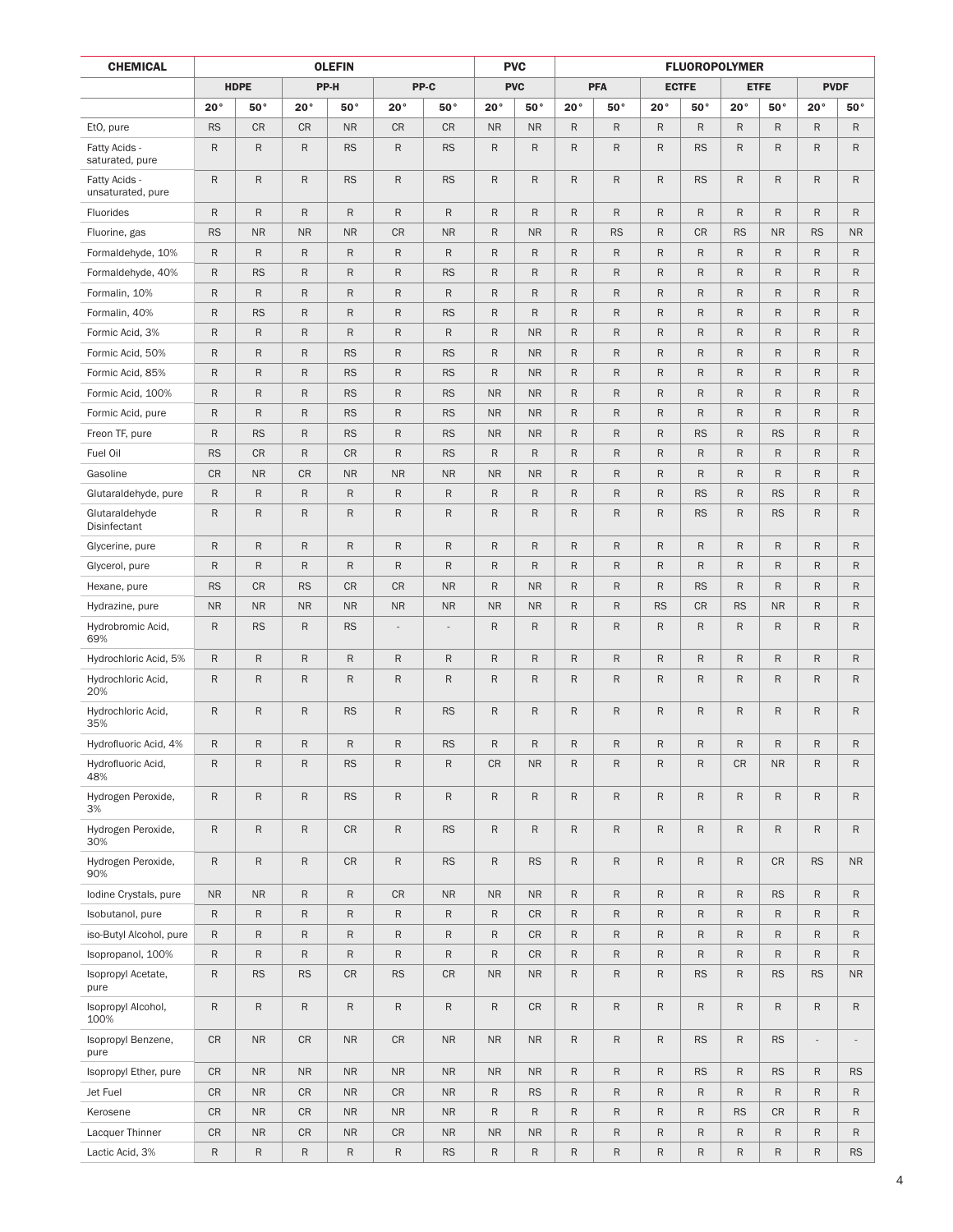| CHEMICAL | OLEFIN | | | | | | PVC | | FLUOROPOLYMER | | | | | | | |
|---|---|---|---|---|---|---|---|---|---|---|---|---|---|---|---|---|
| | HDPE | | PP-H | | PP-C | | PVC | | PFA | | ECTFE | | ETFE | | PVDF | |
| | 20° | 50° | 20° | 50° | 20° | 50° | 20° | 50° | 20° | 50° | 20° | 50° | 20° | 50° | 20° | 50° |
| EtO, pure | RS | CR | CR | NR | CR | CR | NR | NR | R | R | R | R | R | R | R | R |
| Fatty Acids - saturated, pure | R | R | R | RS | R | RS | R | R | R | R | R | RS | R | R | R | R |
| Fatty Acids - unsaturated, pure | R | R | R | RS | R | RS | R | R | R | R | R | RS | R | R | R | R |
| Fluorides | R | R | R | R | R | R | R | R | R | R | R | R | R | R | R | R |
| Fluorine, gas | RS | NR | NR | NR | CR | NR | R | NR | R | RS | R | CR | RS | NR | RS | NR |
| Formaldehyde, 10% | R | R | R | R | R | R | R | R | R | R | R | R | R | R | R | R |
| Formaldehyde, 40% | R | RS | R | R | R | RS | R | R | R | R | R | R | R | R | R | R |
| Formalin, 10% | R | R | R | R | R | R | R | R | R | R | R | R | R | R | R | R |
| Formalin, 40% | R | RS | R | R | R | RS | R | R | R | R | R | R | R | R | R | R |
| Formic Acid, 3% | R | R | R | R | R | R | R | NR | R | R | R | R | R | R | R | R |
| Formic Acid, 50% | R | R | R | RS | R | RS | R | NR | R | R | R | R | R | R | R | R |
| Formic Acid, 85% | R | R | R | RS | R | RS | R | NR | R | R | R | R | R | R | R | R |
| Formic Acid, 100% | R | R | R | RS | R | RS | NR | NR | R | R | R | R | R | R | R | R |
| Formic Acid, pure | R | R | R | RS | R | RS | NR | NR | R | R | R | R | R | R | R | R |
| Freon TF, pure | R | RS | R | RS | R | RS | NR | NR | R | R | R | RS | R | RS | R | R |
| Fuel Oil | RS | CR | R | CR | R | RS | R | R | R | R | R | R | R | R | R | R |
| Gasoline | CR | NR | CR | NR | NR | NR | NR | NR | R | R | R | R | R | R | R | R |
| Glutaraldehyde, pure | R | R | R | R | R | R | R | R | R | R | R | RS | R | RS | R | R |
| Glutaraldehyde Disinfectant | R | R | R | R | R | R | R | R | R | R | R | RS | R | RS | R | R |
| Glycerine, pure | R | R | R | R | R | R | R | R | R | R | R | R | R | R | R | R |
| Glycerol, pure | R | R | R | R | R | R | R | R | R | R | R | R | R | R | R | R |
| Hexane, pure | RS | CR | RS | CR | CR | NR | R | NR | R | R | R | RS | R | R | R | R |
| Hydrazine, pure | NR | NR | NR | NR | NR | NR | NR | NR | R | R | RS | CR | RS | NR | R | R |
| Hydrobromic Acid, 69% | R | RS | R | RS | - | - | R | R | R | R | R | R | R | R | R | R |
| Hydrochloric Acid, 5% | R | R | R | R | R | R | R | R | R | R | R | R | R | R | R | R |
| Hydrochloric Acid, 20% | R | R | R | R | R | R | R | R | R | R | R | R | R | R | R | R |
| Hydrochloric Acid, 35% | R | R | R | RS | R | RS | R | R | R | R | R | R | R | R | R | R |
| Hydrofluoric Acid, 4% | R | R | R | R | R | RS | R | R | R | R | R | R | R | R | R | R |
| Hydrofluoric Acid, 48% | R | R | R | RS | R | R | CR | NR | R | R | R | R | CR | NR | R | R |
| Hydrogen Peroxide, 3% | R | R | R | RS | R | R | R | R | R | R | R | R | R | R | R | R |
| Hydrogen Peroxide, 30% | R | R | R | CR | R | RS | R | R | R | R | R | R | R | R | R | R |
| Hydrogen Peroxide, 90% | R | R | R | CR | R | RS | R | RS | R | R | R | R | R | CR | RS | NR |
| Iodine Crystals, pure | NR | NR | R | R | CR | NR | NR | NR | R | R | R | R | R | RS | R | R |
| Isobutanol, pure | R | R | R | R | R | R | R | CR | R | R | R | R | R | R | R | R |
| iso-Butyl Alcohol, pure | R | R | R | R | R | R | R | CR | R | R | R | R | R | R | R | R |
| Isopropanol, 100% | R | R | R | R | R | R | R | CR | R | R | R | R | R | R | R | R |
| Isopropyl Acetate, pure | R | RS | RS | CR | RS | CR | NR | NR | R | R | R | RS | R | RS | RS | NR |
| Isopropyl Alcohol, 100% | R | R | R | R | R | R | R | CR | R | R | R | R | R | R | R | R |
| Isopropyl Benzene, pure | CR | NR | CR | NR | CR | NR | NR | NR | R | R | R | RS | R | RS | - | - |
| Isopropyl Ether, pure | CR | NR | NR | NR | NR | NR | NR | NR | R | R | R | RS | R | RS | R | RS |
| Jet Fuel | CR | NR | CR | NR | CR | NR | R | RS | R | R | R | R | R | R | R | R |
| Kerosene | CR | NR | CR | NR | NR | NR | R | R | R | R | R | R | RS | CR | R | R |
| Lacquer Thinner | CR | NR | CR | NR | CR | NR | NR | NR | R | R | R | R | R | R | R | R |
| Lactic Acid, 3% | R | R | R | R | R | RS | R | R | R | R | R | R | R | R | R | RS |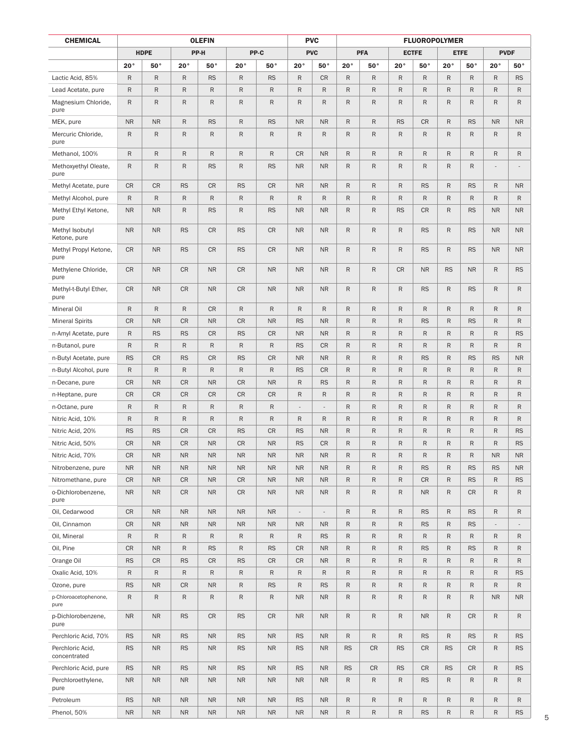| CHEMICAL | OLEFIN | | | | | | PVC | | FLUOROPOLYMER | | | | | | | |
|---|---|---|---|---|---|---|---|---|---|---|---|---|---|---|---|---|
| | HDPE | | PP-H | | PP-C | | PVC | | PFA | | ECTFE | | ETFE | | PVDF | |
| | 20° | 50° | 20° | 50° | 20° | 50° | 20° | 50° | 20° | 50° | 20° | 50° | 20° | 50° | 20° | 50° |
| Lactic Acid, 85% | R | R | R | RS | R | RS | R | CR | R | R | R | R | R | R | R | RS |
| Lead Acetate, pure | R | R | R | R | R | R | R | R | R | R | R | R | R | R | R | R |
| Magnesium Chloride, pure | R | R | R | R | R | R | R | R | R | R | R | R | R | R | R | R |
| MEK, pure | NR | NR | R | RS | R | RS | NR | NR | R | R | RS | CR | R | RS | NR | NR |
| Mercuric Chloride, pure | R | R | R | R | R | R | R | R | R | R | R | R | R | R | R | R |
| Methanol, 100% | R | R | R | R | R | R | CR | NR | R | R | R | R | R | R | R | R |
| Methoxyethyl Oleate, pure | R | R | R | RS | R | RS | NR | NR | R | R | R | R | R | R | - | - |
| Methyl Acetate, pure | CR | CR | RS | CR | RS | CR | NR | NR | R | R | R | RS | R | RS | R | NR |
| Methyl Alcohol, pure | R | R | R | R | R | R | R | R | R | R | R | R | R | R | R | R |
| Methyl Ethyl Ketone, pure | NR | NR | R | RS | R | RS | NR | NR | R | R | RS | CR | R | RS | NR | NR |
| Methyl Isobutyl Ketone, pure | NR | NR | RS | CR | RS | CR | NR | NR | R | R | R | RS | R | RS | NR | NR |
| Methyl Propyl Ketone, pure | CR | NR | RS | CR | RS | CR | NR | NR | R | R | R | RS | R | RS | NR | NR |
| Methylene Chloride, pure | CR | NR | CR | NR | CR | NR | NR | NR | R | R | CR | NR | RS | NR | R | RS |
| Methyl-t-Butyl Ether, pure | CR | NR | CR | NR | CR | NR | NR | NR | R | R | R | RS | R | RS | R | R |
| Mineral Oil | R | R | R | CR | R | R | R | R | R | R | R | R | R | R | R | R |
| Mineral Spirits | CR | NR | CR | NR | CR | NR | RS | NR | R | R | R | RS | R | RS | R | R |
| n-Amyl Acetate, pure | R | RS | RS | CR | RS | CR | NR | NR | R | R | R | R | R | R | R | RS |
| n-Butanol, pure | R | R | R | R | R | R | RS | CR | R | R | R | R | R | R | R | R |
| n-Butyl Acetate, pure | RS | CR | RS | CR | RS | CR | NR | NR | R | R | R | RS | R | RS | RS | NR |
| n-Butyl Alcohol, pure | R | R | R | R | R | R | RS | CR | R | R | R | R | R | R | R | R |
| n-Decane, pure | CR | NR | CR | NR | CR | NR | R | RS | R | R | R | R | R | R | R | R |
| n-Heptane, pure | CR | CR | CR | CR | CR | CR | R | R | R | R | R | R | R | R | R | R |
| n-Octane, pure | R | R | R | R | R | R | - | - | R | R | R | R | R | R | R | R |
| Nitric Acid, 10% | R | R | R | R | R | R | R | R | R | R | R | R | R | R | R | R |
| Nitric Acid, 20% | RS | RS | CR | CR | RS | CR | RS | NR | R | R | R | R | R | R | R | RS |
| Nitric Acid, 50% | CR | NR | CR | NR | CR | NR | RS | CR | R | R | R | R | R | R | R | RS |
| Nitric Acid, 70% | CR | NR | NR | NR | NR | NR | NR | NR | R | R | R | R | R | R | NR | NR |
| Nitrobenzene, pure | NR | NR | NR | NR | NR | NR | NR | NR | R | R | R | RS | R | RS | RS | NR |
| Nitromethane, pure | CR | NR | CR | NR | CR | NR | NR | NR | R | R | R | CR | R | RS | R | RS |
| o-Dichlorobenzene, pure | NR | NR | CR | NR | CR | NR | NR | NR | R | R | R | NR | R | CR | R | R |
| Oil, Cedarwood | CR | NR | NR | NR | NR | NR | - | - | R | R | R | RS | R | RS | R | R |
| Oil, Cinnamon | CR | NR | NR | NR | NR | NR | NR | NR | R | R | R | RS | R | RS | - | - |
| Oil, Mineral | R | R | R | R | R | R | R | RS | R | R | R | R | R | R | R | R |
| Oil, Pine | CR | NR | R | RS | R | RS | CR | NR | R | R | R | RS | R | RS | R | R |
| Orange Oil | RS | CR | RS | CR | RS | CR | CR | NR | R | R | R | R | R | R | R | R |
| Oxalic Acid, 10% | R | R | R | R | R | R | R | R | R | R | R | R | R | R | R | RS |
| Ozone, pure | RS | NR | CR | NR | R | RS | R | RS | R | R | R | R | R | R | R | R |
| p-Chloroacetophenone, pure | R | R | R | R | R | R | NR | NR | R | R | R | R | R | R | NR | NR |
| p-Dichlorobenzene, pure | NR | NR | RS | CR | RS | CR | NR | NR | R | R | R | NR | R | CR | R | R |
| Perchloric Acid, 70% | RS | NR | RS | NR | RS | NR | RS | NR | R | R | R | RS | R | RS | R | RS |
| Perchloric Acid, concentrated | RS | NR | RS | NR | RS | NR | RS | NR | RS | CR | RS | CR | RS | CR | R | RS |
| Perchloric Acid, pure | RS | NR | RS | NR | RS | NR | RS | NR | RS | CR | RS | CR | RS | CR | R | RS |
| Perchloroethylene, pure | NR | NR | NR | NR | NR | NR | NR | NR | R | R | R | RS | R | R | R | R |
| Petroleum | RS | NR | NR | NR | NR | NR | RS | NR | R | R | R | R | R | R | R | R |
| Phenol, 50% | NR | NR | NR | NR | NR | NR | NR | NR | R | R | R | RS | R | R | R | RS |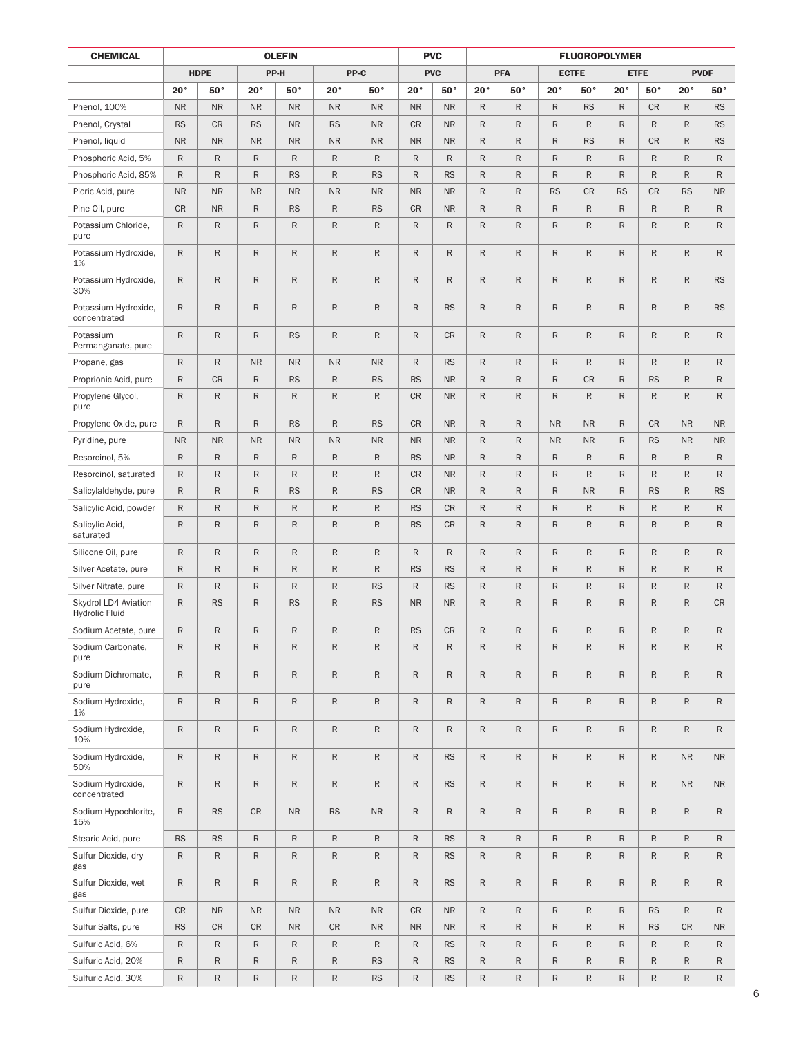| CHEMICAL | OLEFIN | | | | | | PVC | | FLUOROPOLYMER | | | | | | | |
|---|---|---|---|---|---|---|---|---|---|---|---|---|---|---|---|---|
| | HDPE | | PP-H | | PP-C | | PVC | | PFA | | ECTFE | | ETFE | | PVDF | |
| | 20° | 50° | 20° | 50° | 20° | 50° | 20° | 50° | 20° | 50° | 20° | 50° | 20° | 50° | 20° | 50° |
| Phenol, 100% | NR | NR | NR | NR | NR | NR | NR | NR | R | R | R | RS | R | CR | R | RS |
| Phenol, Crystal | RS | CR | RS | NR | RS | NR | CR | NR | R | R | R | R | R | R | R | RS |
| Phenol, liquid | NR | NR | NR | NR | NR | NR | NR | NR | R | R | R | RS | R | CR | R | RS |
| Phosphoric Acid, 5% | R | R | R | R | R | R | R | R | R | R | R | R | R | R | R | R |
| Phosphoric Acid, 85% | R | R | R | RS | R | RS | R | RS | R | R | R | R | R | R | R | R |
| Picric Acid, pure | NR | NR | NR | NR | NR | NR | NR | NR | R | R | RS | CR | RS | CR | RS | NR |
| Pine Oil, pure | CR | NR | R | RS | R | RS | CR | NR | R | R | R | R | R | R | R | R |
| Potassium Chloride, pure | R | R | R | R | R | R | R | R | R | R | R | R | R | R | R | R |
| Potassium Hydroxide, 1% | R | R | R | R | R | R | R | R | R | R | R | R | R | R | R | R |
| Potassium Hydroxide, 30% | R | R | R | R | R | R | R | R | R | R | R | R | R | R | R | RS |
| Potassium Hydroxide, concentrated | R | R | R | R | R | R | R | RS | R | R | R | R | R | R | R | RS |
| Potassium Permanganate, pure | R | R | R | RS | R | R | R | CR | R | R | R | R | R | R | R | R |
| Propane, gas | R | R | NR | NR | NR | NR | R | RS | R | R | R | R | R | R | R | R |
| Proprionic Acid, pure | R | CR | R | RS | R | RS | RS | NR | R | R | R | CR | R | RS | R | R |
| Propylene Glycol, pure | R | R | R | R | R | R | CR | NR | R | R | R | R | R | R | R | R |
| Propylene Oxide, pure | R | R | R | RS | R | RS | CR | NR | R | R | NR | NR | R | CR | NR | NR |
| Pyridine, pure | NR | NR | NR | NR | NR | NR | NR | NR | R | R | NR | NR | R | RS | NR | NR |
| Resorcinol, 5% | R | R | R | R | R | R | RS | NR | R | R | R | R | R | R | R | R |
| Resorcinol, saturated | R | R | R | R | R | R | CR | NR | R | R | R | R | R | R | R | R |
| Salicylaldehyde, pure | R | R | R | RS | R | RS | CR | NR | R | R | R | NR | R | RS | R | RS |
| Salicylic Acid, powder | R | R | R | R | R | R | RS | CR | R | R | R | R | R | R | R | R |
| Salicylic Acid, saturated | R | R | R | R | R | R | RS | CR | R | R | R | R | R | R | R | R |
| Silicone Oil, pure | R | R | R | R | R | R | R | R | R | R | R | R | R | R | R | R |
| Silver Acetate, pure | R | R | R | R | R | R | RS | RS | R | R | R | R | R | R | R | R |
| Silver Nitrate, pure | R | R | R | R | R | RS | R | RS | R | R | R | R | R | R | R | R |
| Skydrol LD4 Aviation Hydrolic Fluid | R | RS | R | RS | R | RS | NR | NR | R | R | R | R | R | R | R | CR |
| Sodium Acetate, pure | R | R | R | R | R | R | RS | CR | R | R | R | R | R | R | R | R |
| Sodium Carbonate, pure | R | R | R | R | R | R | R | R | R | R | R | R | R | R | R | R |
| Sodium Dichromate, pure | R | R | R | R | R | R | R | R | R | R | R | R | R | R | R | R |
| Sodium Hydroxide, 1% | R | R | R | R | R | R | R | R | R | R | R | R | R | R | R | R |
| Sodium Hydroxide, 10% | R | R | R | R | R | R | R | R | R | R | R | R | R | R | R | R |
| Sodium Hydroxide, 50% | R | R | R | R | R | R | R | RS | R | R | R | R | R | R | NR | NR |
| Sodium Hydroxide, concentrated | R | R | R | R | R | R | R | RS | R | R | R | R | R | R | NR | NR |
| Sodium Hypochlorite, 15% | R | RS | CR | NR | RS | NR | R | R | R | R | R | R | R | R | R | R |
| Stearic Acid, pure | RS | RS | R | R | R | R | R | RS | R | R | R | R | R | R | R | R |
| Sulfur Dioxide, dry gas | R | R | R | R | R | R | R | RS | R | R | R | R | R | R | R | R |
| Sulfur Dioxide, wet gas | R | R | R | R | R | R | R | RS | R | R | R | R | R | R | R | R |
| Sulfur Dioxide, pure | CR | NR | NR | NR | NR | NR | CR | NR | R | R | R | R | R | RS | R | R |
| Sulfur Salts, pure | RS | CR | CR | NR | CR | NR | NR | NR | R | R | R | R | R | RS | CR | NR |
| Sulfuric Acid, 6% | R | R | R | R | R | R | R | RS | R | R | R | R | R | R | R | R |
| Sulfuric Acid, 20% | R | R | R | R | R | RS | R | RS | R | R | R | R | R | R | R | R |
| Sulfuric Acid, 30% | R | R | R | R | R | RS | R | RS | R | R | R | R | R | R | R | R |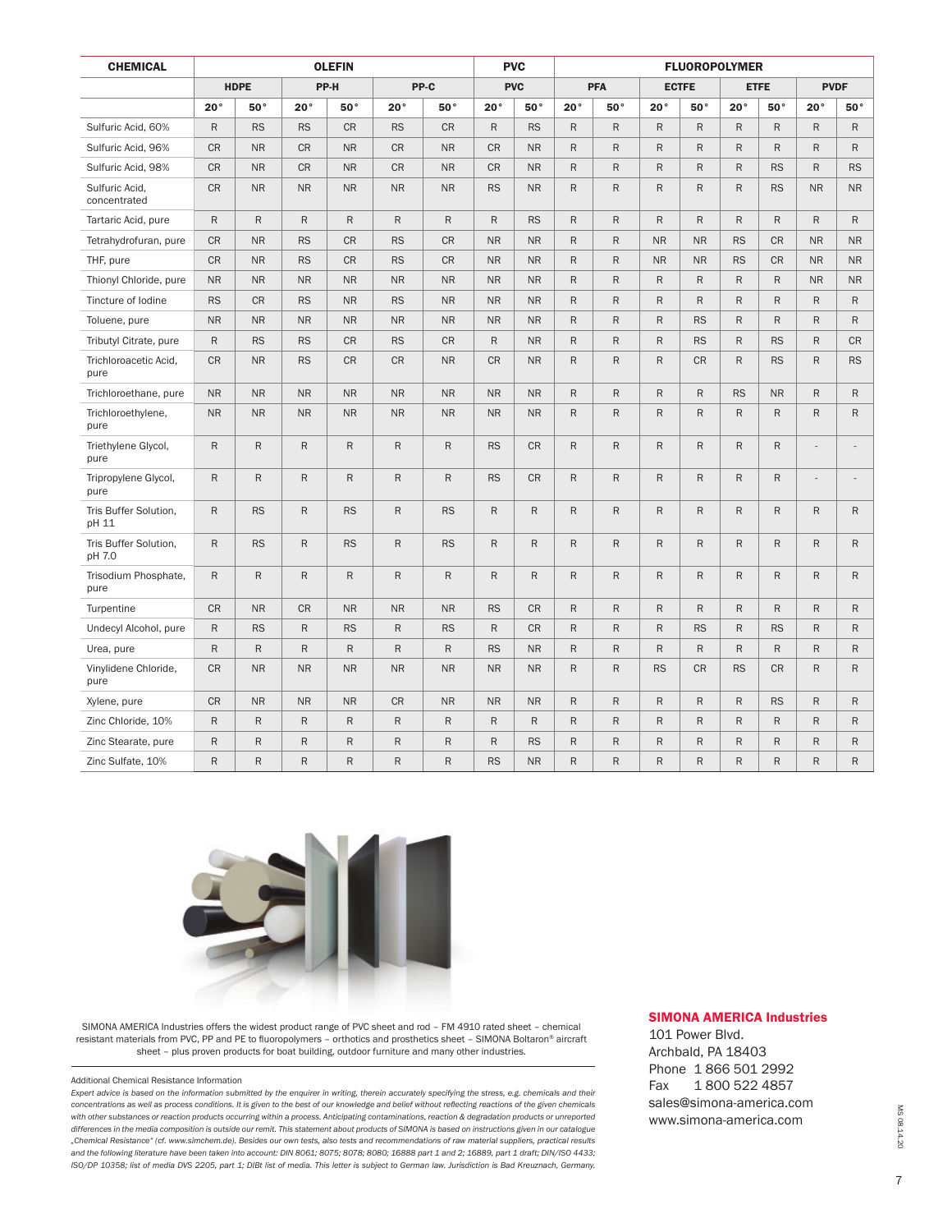| CHEMICAL | OLEFIN | | | | | | PVC | | FLUOROPOLYMER | | | | | | | |
|---|---|---|---|---|---|---|---|---|---|---|---|---|---|---|---|---|
| | HDPE | | PP-H | | PP-C | | PVC | | PFA | | ECTFE | | ETFE | | PVDF | |
| | 20° | 50° | 20° | 50° | 20° | 50° | 20° | 50° | 20° | 50° | 20° | 50° | 20° | 50° | 20° | 50° |
| Sulfuric Acid, 60% | R | RS | RS | CR | RS | CR | R | RS | R | R | R | R | R | R | R | R |
| Sulfuric Acid, 96% | CR | NR | CR | NR | CR | NR | CR | NR | R | R | R | R | R | R | R | R |
| Sulfuric Acid, 98% | CR | NR | CR | NR | CR | NR | CR | NR | R | R | R | R | R | RS | R | RS |
| Sulfuric Acid, concentrated | CR | NR | NR | NR | NR | NR | RS | NR | R | R | R | R | R | RS | NR | NR |
| Tartaric Acid, pure | R | R | R | R | R | R | R | RS | R | R | R | R | R | R | R | R |
| Tetrahydrofuran, pure | CR | NR | RS | CR | RS | CR | NR | NR | R | R | NR | NR | RS | CR | NR | NR |
| THF, pure | CR | NR | RS | CR | RS | CR | NR | NR | R | R | NR | NR | RS | CR | NR | NR |
| Thionyl Chloride, pure | NR | NR | NR | NR | NR | NR | NR | NR | R | R | R | R | R | R | NR | NR |
| Tincture of Iodine | RS | CR | RS | NR | RS | NR | NR | NR | R | R | R | R | R | R | R | R |
| Toluene, pure | NR | NR | NR | NR | NR | NR | NR | NR | R | R | R | RS | R | R | R | R |
| Tributyl Citrate, pure | R | RS | RS | CR | RS | CR | R | NR | R | R | R | RS | R | RS | R | CR |
| Trichloroacetic Acid, pure | CR | NR | RS | CR | CR | NR | CR | NR | R | R | R | CR | R | RS | R | RS |
| Trichloroethane, pure | NR | NR | NR | NR | NR | NR | NR | NR | R | R | R | R | RS | NR | R | R |
| Trichloroethylene, pure | NR | NR | NR | NR | NR | NR | NR | NR | R | R | R | R | R | R | R | R |
| Triethylene Glycol, pure | R | R | R | R | R | R | RS | CR | R | R | R | R | R | R | - | - |
| Tripropylene Glycol, pure | R | R | R | R | R | R | RS | CR | R | R | R | R | R | R | - | - |
| Tris Buffer Solution, pH 11 | R | RS | R | RS | R | RS | R | R | R | R | R | R | R | R | R | R |
| Tris Buffer Solution, pH 7.0 | R | RS | R | RS | R | RS | R | R | R | R | R | R | R | R | R | R |
| Trisodium Phosphate, pure | R | R | R | R | R | R | R | R | R | R | R | R | R | R | R | R |
| Turpentine | CR | NR | CR | NR | NR | NR | RS | CR | R | R | R | R | R | R | R | R |
| Undecyl Alcohol, pure | R | RS | R | RS | R | RS | R | CR | R | R | R | RS | R | RS | R | R |
| Urea, pure | R | R | R | R | R | R | RS | NR | R | R | R | R | R | R | R | R |
| Vinylidene Chloride, pure | CR | NR | NR | NR | NR | NR | NR | NR | R | R | RS | CR | RS | CR | R | R |
| Xylene, pure | CR | NR | NR | NR | CR | NR | NR | NR | R | R | R | R | R | RS | R | R |
| Zinc Chloride, 10% | R | R | R | R | R | R | R | R | R | R | R | R | R | R | R | R |
| Zinc Stearate, pure | R | R | R | R | R | R | R | RS | R | R | R | R | R | R | R | R |
| Zinc Sulfate, 10% | R | R | R | R | R | R | RS | NR | R | R | R | R | R | R | R | R |

SIMONA AMERICA Industries offers the widest product range of PVC sheet and rod – FM 4910 rated sheet – chemical resistant materials from PVC, PP and PE to fluoropolymers – orthotics and prosthetics sheet – SIMONA Boltaron® aircraft sheet – plus proven products for boat building, outdoor furniture and many other industries.

Additional Chemical Resistance Information

*Expert advice is based on the information submitted by the enquirer in writing, therein accurately specifying the stress, e.g. chemicals and their concentrations as well as process conditions. It is given to the best of our knowledge and belief without reflecting reactions of the given chemicals with other substances or reaction products occurring within a process. Anticipating contaminations, reaction & degradation products or unreported differences in the media composition is outside our remit. This statement about products of SIMONA is based on instructions given in our catalogue „Chemical Resistance" (cf. www.simchem.de). Besides our own tests, also tests and recommendations of raw material suppliers, practical results and the following literature have been taken into account: DIN 8061; 8075; 8078; 8080; 16888 part 1 and 2; 16889, part 1 draft; DIN/ISO 4433; ISO/DP 10358; list of media DVS 2205, part 1; DIBt list of media. This letter is subject to German law. Jurisdiction is Bad Kreuznach, Germany.*

**SIMONA AMERICA Industries**
101 Power Blvd.
Archbald, PA 18403
Phone 1 866 501 2992
Fax 1 800 522 4857
sales@simona-america.com
www.simona-america.com

MS 08.14.20